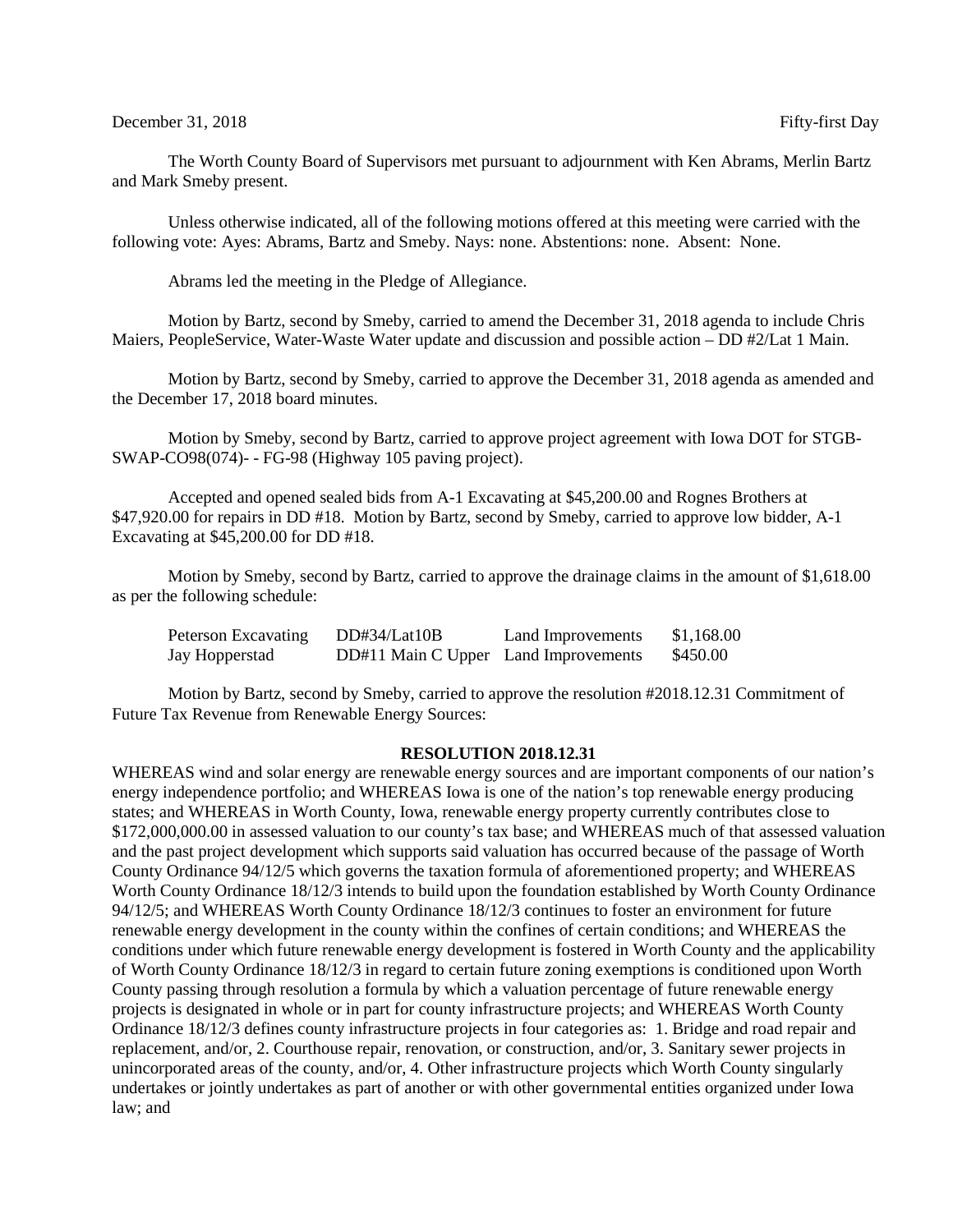December 31, 2018 Fifty-first Day

The Worth County Board of Supervisors met pursuant to adjournment with Ken Abrams, Merlin Bartz and Mark Smeby present.

Unless otherwise indicated, all of the following motions offered at this meeting were carried with the following vote: Ayes: Abrams, Bartz and Smeby. Nays: none. Abstentions: none. Absent: None.

Abrams led the meeting in the Pledge of Allegiance.

Motion by Bartz, second by Smeby, carried to amend the December 31, 2018 agenda to include Chris Maiers, PeopleService, Water-Waste Water update and discussion and possible action – DD #2/Lat 1 Main.

Motion by Bartz, second by Smeby, carried to approve the December 31, 2018 agenda as amended and the December 17, 2018 board minutes.

Motion by Smeby, second by Bartz, carried to approve project agreement with Iowa DOT for STGB-SWAP-CO98(074)- - FG-98 (Highway 105 paving project).

Accepted and opened sealed bids from A-1 Excavating at $45,200.00 and Rognes Brothers at $47,920.00 for repairs in DD #18. Motion by Bartz, second by Smeby, carried to approve low bidder, A-1 Excavating at $45,200.00 for DD #18.

Motion by Smeby, second by Bartz, carried to approve the drainage claims in the amount of $1,618.00 as per the following schedule:

| | | | |
|---|---|---|---|
| Peterson Excavating | DD#34/Lat10B | Land Improvements | $1,168.00 |
| Jay Hopperstad | DD#11 Main C Upper | Land Improvements | $450.00 |

Motion by Bartz, second by Smeby, carried to approve the resolution #2018.12.31 Commitment of Future Tax Revenue from Renewable Energy Sources:

**RESOLUTION 2018.12.31**

WHEREAS wind and solar energy are renewable energy sources and are important components of our nation's energy independence portfolio; and WHEREAS Iowa is one of the nation's top renewable energy producing states; and WHEREAS in Worth County, Iowa, renewable energy property currently contributes close to $172,000,000.00 in assessed valuation to our county's tax base; and WHEREAS much of that assessed valuation and the past project development which supports said valuation has occurred because of the passage of Worth County Ordinance 94/12/5 which governs the taxation formula of aforementioned property; and WHEREAS Worth County Ordinance 18/12/3 intends to build upon the foundation established by Worth County Ordinance 94/12/5; and WHEREAS Worth County Ordinance 18/12/3 continues to foster an environment for future renewable energy development in the county within the confines of certain conditions; and WHEREAS the conditions under which future renewable energy development is fostered in Worth County and the applicability of Worth County Ordinance 18/12/3 in regard to certain future zoning exemptions is conditioned upon Worth County passing through resolution a formula by which a valuation percentage of future renewable energy projects is designated in whole or in part for county infrastructure projects; and WHEREAS Worth County Ordinance 18/12/3 defines county infrastructure projects in four categories as: 1. Bridge and road repair and replacement, and/or, 2. Courthouse repair, renovation, or construction, and/or, 3. Sanitary sewer projects in unincorporated areas of the county, and/or, 4. Other infrastructure projects which Worth County singularly undertakes or jointly undertakes as part of another or with other governmental entities organized under Iowa law; and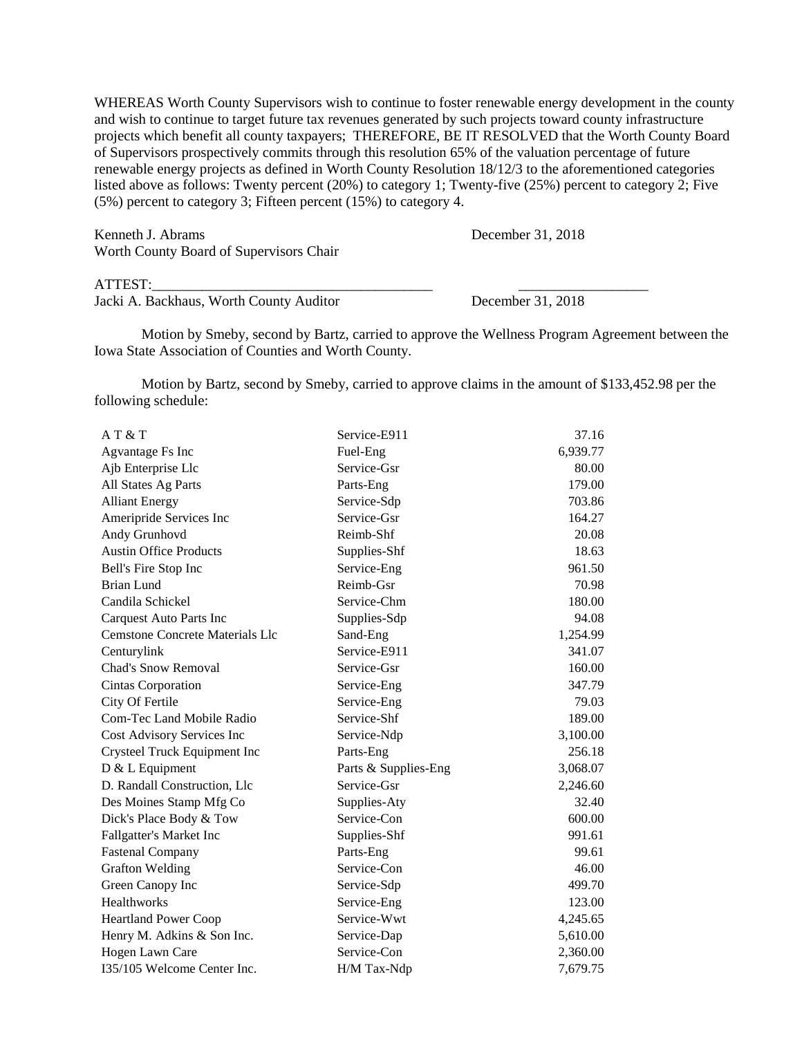WHEREAS Worth County Supervisors wish to continue to foster renewable energy development in the county and wish to continue to target future tax revenues generated by such projects toward county infrastructure projects which benefit all county taxpayers; THEREFORE, BE IT RESOLVED that the Worth County Board of Supervisors prospectively commits through this resolution 65% of the valuation percentage of future renewable energy projects as defined in Worth County Resolution 18/12/3 to the aforementioned categories listed above as follows: Twenty percent (20%) to category 1; Twenty-five (25%) percent to category 2; Five (5%) percent to category 3; Fifteen percent (15%) to category 4.

Kenneth J. Abrams December 31, 2018
Worth County Board of Supervisors Chair

ATTEST:_______________________________________ __________________
Jacki A. Backhaus, Worth County Auditor December 31, 2018

Motion by Smeby, second by Bartz, carried to approve the Wellness Program Agreement between the Iowa State Association of Counties and Worth County.

Motion by Bartz, second by Smeby, carried to approve claims in the amount of $133,452.98 per the following schedule:

| | | |
|---|---|---|
| A T & T | Service-E911 | 37.16 |
| Agvantage Fs Inc | Fuel-Eng | 6,939.77 |
| Ajb Enterprise Llc | Service-Gsr | 80.00 |
| All States Ag Parts | Parts-Eng | 179.00 |
| Alliant Energy | Service-Sdp | 703.86 |
| Ameripride Services Inc | Service-Gsr | 164.27 |
| Andy Grunhovd | Reimb-Shf | 20.08 |
| Austin Office Products | Supplies-Shf | 18.63 |
| Bell's Fire Stop Inc | Service-Eng | 961.50 |
| Brian Lund | Reimb-Gsr | 70.98 |
| Candila Schickel | Service-Chm | 180.00 |
| Carquest Auto Parts Inc | Supplies-Sdp | 94.08 |
| Cemstone Concrete Materials Llc | Sand-Eng | 1,254.99 |
| Centurylink | Service-E911 | 341.07 |
| Chad's Snow Removal | Service-Gsr | 160.00 |
| Cintas Corporation | Service-Eng | 347.79 |
| City Of Fertile | Service-Eng | 79.03 |
| Com-Tec Land Mobile Radio | Service-Shf | 189.00 |
| Cost Advisory Services Inc | Service-Ndp | 3,100.00 |
| Crysteel Truck Equipment Inc | Parts-Eng | 256.18 |
| D & L Equipment | Parts & Supplies-Eng | 3,068.07 |
| D. Randall Construction, Llc | Service-Gsr | 2,246.60 |
| Des Moines Stamp Mfg Co | Supplies-Aty | 32.40 |
| Dick's Place Body & Tow | Service-Con | 600.00 |
| Fallgatter's Market Inc | Supplies-Shf | 991.61 |
| Fastenal Company | Parts-Eng | 99.61 |
| Grafton Welding | Service-Con | 46.00 |
| Green Canopy Inc | Service-Sdp | 499.70 |
| Healthworks | Service-Eng | 123.00 |
| Heartland Power Coop | Service-Wwt | 4,245.65 |
| Henry M. Adkins & Son Inc. | Service-Dap | 5,610.00 |
| Hogen Lawn Care | Service-Con | 2,360.00 |
| I35/105 Welcome Center Inc. | H/M Tax-Ndp | 7,679.75 |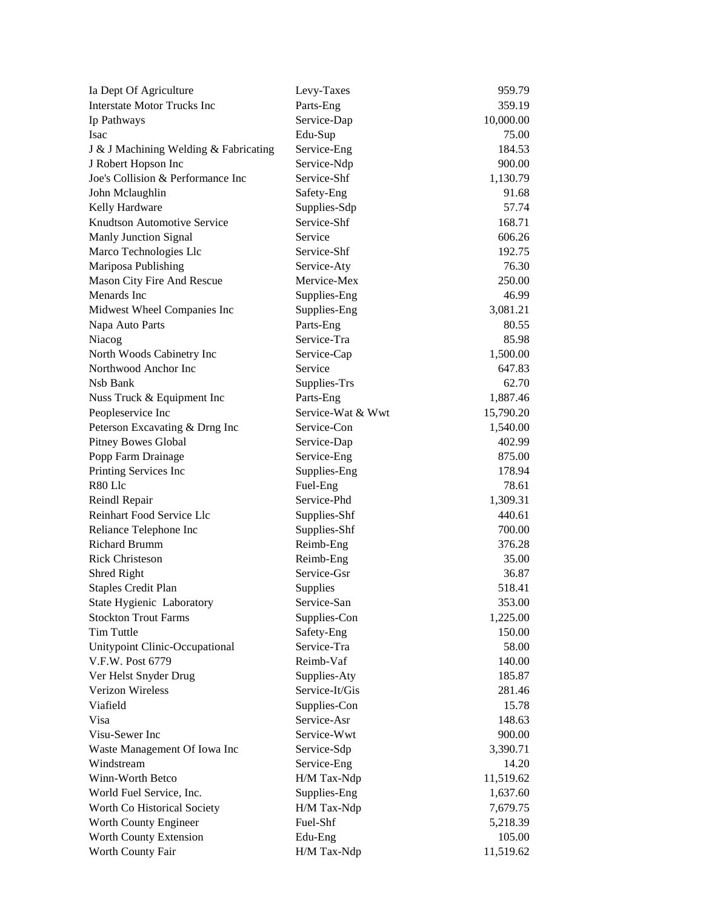| | | |
|---|---|---|
| Ia Dept Of Agriculture | Levy-Taxes | 959.79 |
| Interstate Motor Trucks Inc | Parts-Eng | 359.19 |
| Ip Pathways | Service-Dap | 10,000.00 |
| Isac | Edu-Sup | 75.00 |
| J & J Machining Welding & Fabricating | Service-Eng | 184.53 |
| J Robert Hopson Inc | Service-Ndp | 900.00 |
| Joe's Collision & Performance Inc | Service-Shf | 1,130.79 |
| John Mclaughlin | Safety-Eng | 91.68 |
| Kelly Hardware | Supplies-Sdp | 57.74 |
| Knudtson Automotive Service | Service-Shf | 168.71 |
| Manly Junction Signal | Service | 606.26 |
| Marco Technologies Llc | Service-Shf | 192.75 |
| Mariposa Publishing | Service-Aty | 76.30 |
| Mason City Fire And Rescue | Mervice-Mex | 250.00 |
| Menards Inc | Supplies-Eng | 46.99 |
| Midwest Wheel Companies Inc | Supplies-Eng | 3,081.21 |
| Napa Auto Parts | Parts-Eng | 80.55 |
| Niacog | Service-Tra | 85.98 |
| North Woods Cabinetry Inc | Service-Cap | 1,500.00 |
| Northwood Anchor Inc | Service | 647.83 |
| Nsb Bank | Supplies-Trs | 62.70 |
| Nuss Truck & Equipment Inc | Parts-Eng | 1,887.46 |
| Peopleservice Inc | Service-Wat & Wwt | 15,790.20 |
| Peterson Excavating & Drng Inc | Service-Con | 1,540.00 |
| Pitney Bowes Global | Service-Dap | 402.99 |
| Popp Farm Drainage | Service-Eng | 875.00 |
| Printing Services Inc | Supplies-Eng | 178.94 |
| R80 Llc | Fuel-Eng | 78.61 |
| Reindl Repair | Service-Phd | 1,309.31 |
| Reinhart Food Service Llc | Supplies-Shf | 440.61 |
| Reliance Telephone Inc | Supplies-Shf | 700.00 |
| Richard Brumm | Reimb-Eng | 376.28 |
| Rick Christeson | Reimb-Eng | 35.00 |
| Shred Right | Service-Gsr | 36.87 |
| Staples Credit Plan | Supplies | 518.41 |
| State Hygienic Laboratory | Service-San | 353.00 |
| Stockton Trout Farms | Supplies-Con | 1,225.00 |
| Tim Tuttle | Safety-Eng | 150.00 |
| Unitypoint Clinic-Occupational | Service-Tra | 58.00 |
| V.F.W. Post 6779 | Reimb-Vaf | 140.00 |
| Ver Helst Snyder Drug | Supplies-Aty | 185.87 |
| Verizon Wireless | Service-It/Gis | 281.46 |
| Viafield | Supplies-Con | 15.78 |
| Visa | Service-Asr | 148.63 |
| Visu-Sewer Inc | Service-Wwt | 900.00 |
| Waste Management Of Iowa Inc | Service-Sdp | 3,390.71 |
| Windstream | Service-Eng | 14.20 |
| Winn-Worth Betco | H/M Tax-Ndp | 11,519.62 |
| World Fuel Service, Inc. | Supplies-Eng | 1,637.60 |
| Worth Co Historical Society | H/M Tax-Ndp | 7,679.75 |
| Worth County Engineer | Fuel-Shf | 5,218.39 |
| Worth County Extension | Edu-Eng | 105.00 |
| Worth County Fair | H/M Tax-Ndp | 11,519.62 |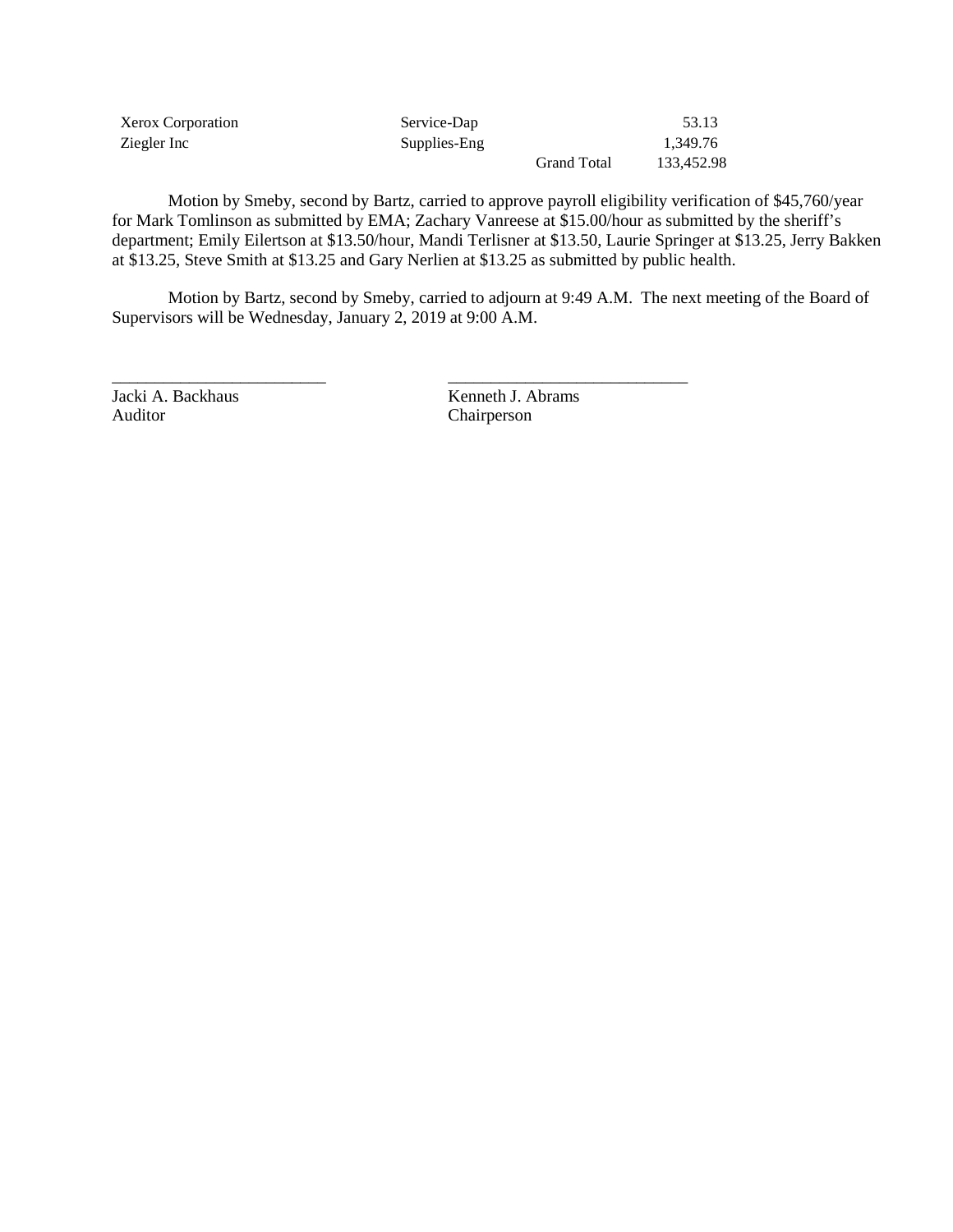| | | | |
|---|---|---|---|
| Xerox Corporation | Service-Dap | | 53.13 |
| Ziegler Inc | Supplies-Eng | | 1,349.76 |
| | | Grand Total | 133,452.98 |

Motion by Smeby, second by Bartz, carried to approve payroll eligibility verification of $45,760/year for Mark Tomlinson as submitted by EMA; Zachary Vanreese at $15.00/hour as submitted by the sheriff's department; Emily Eilertson at $13.50/hour, Mandi Terlisner at $13.50, Laurie Springer at $13.25, Jerry Bakken at $13.25, Steve Smith at $13.25 and Gary Nerlien at $13.25 as submitted by public health.

Motion by Bartz, second by Smeby, carried to adjourn at 9:49 A.M. The next meeting of the Board of Supervisors will be Wednesday, January 2, 2019 at 9:00 A.M.

\_\_\_\_\_\_\_\_\_\_\_\_\_\_\_\_\_\_\_\_\_\_\_\_\_ \_\_\_\_\_\_\_\_\_\_\_\_\_\_\_\_\_\_\_\_\_\_\_\_\_\_\_\_

Jacki A. Backhaus — Auditor

Kenneth J. Abrams — Chairperson